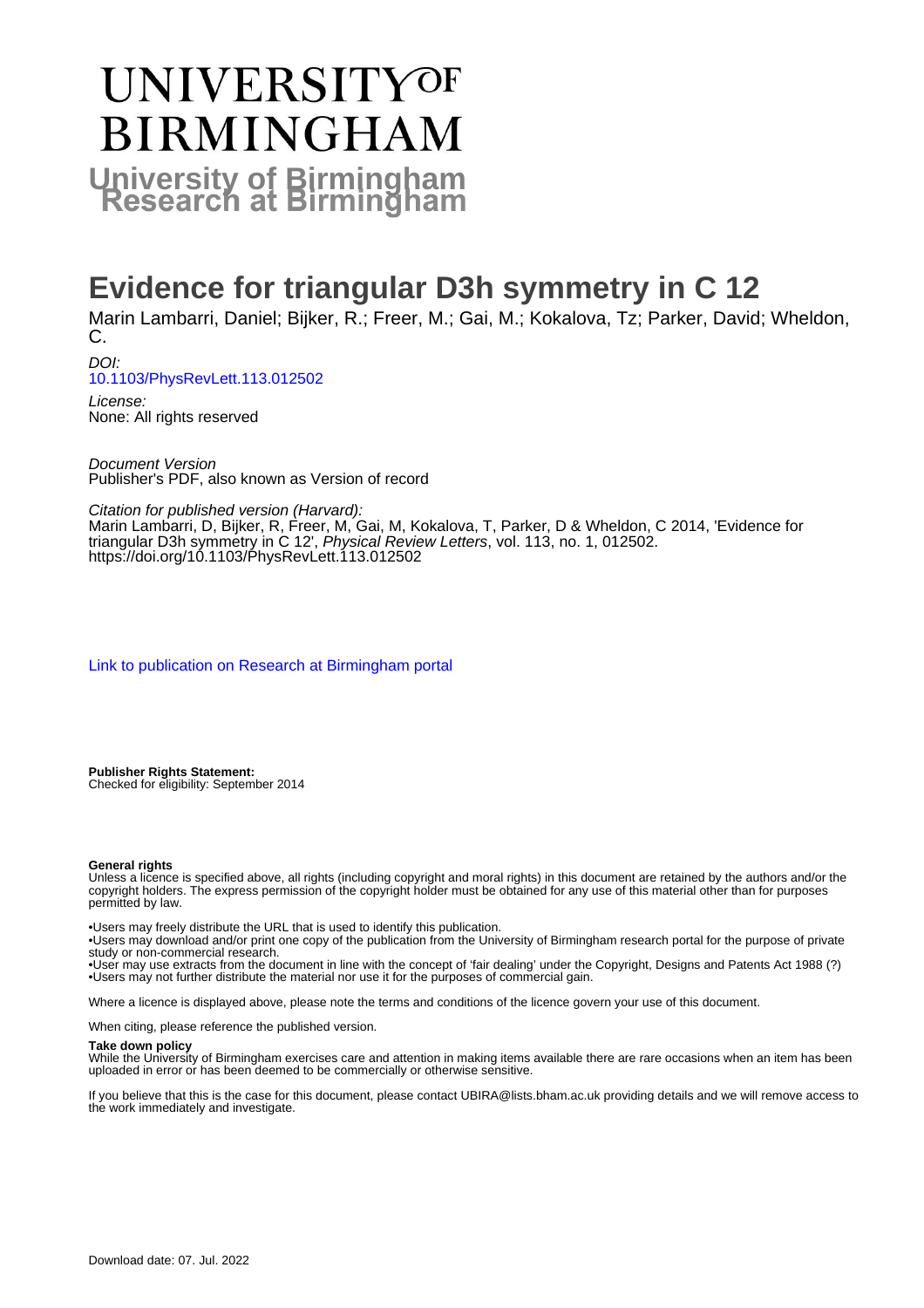# UNIVERSITY OF BIRMINGHAM

## University of Birmingham Research at Birmingham

# Evidence for triangular D3h symmetry in C 12

Marin Lambarri, Daniel; Bijker, R.; Freer, M.; Gai, M.; Kokalova, Tz; Parker, David; Wheldon, C.

*DOI:*
10.1103/PhysRevLett.113.012502

*License:*
None: All rights reserved

*Document Version*
Publisher's PDF, also known as Version of record

*Citation for published version (Harvard):*
Marin Lambarri, D, Bijker, R, Freer, M, Gai, M, Kokalova, T, Parker, D & Wheldon, C 2014, 'Evidence for triangular D3h symmetry in C 12', *Physical Review Letters*, vol. 113, no. 1, 012502. https://doi.org/10.1103/PhysRevLett.113.012502

Link to publication on Research at Birmingham portal

**Publisher Rights Statement:**
Checked for eligibility: September 2014

**General rights**
Unless a licence is specified above, all rights (including copyright and moral rights) in this document are retained by the authors and/or the copyright holders. The express permission of the copyright holder must be obtained for any use of this material other than for purposes permitted by law.

•Users may freely distribute the URL that is used to identify this publication.
•Users may download and/or print one copy of the publication from the University of Birmingham research portal for the purpose of private study or non-commercial research.
•User may use extracts from the document in line with the concept of 'fair dealing' under the Copyright, Designs and Patents Act 1988 (?)
•Users may not further distribute the material nor use it for the purposes of commercial gain.

Where a licence is displayed above, please note the terms and conditions of the licence govern your use of this document.

When citing, please reference the published version.

**Take down policy**
While the University of Birmingham exercises care and attention in making items available there are rare occasions when an item has been uploaded in error or has been deemed to be commercially or otherwise sensitive.

If you believe that this is the case for this document, please contact UBIRA@lists.bham.ac.uk providing details and we will remove access to the work immediately and investigate.

Download date: 07. Jul. 2022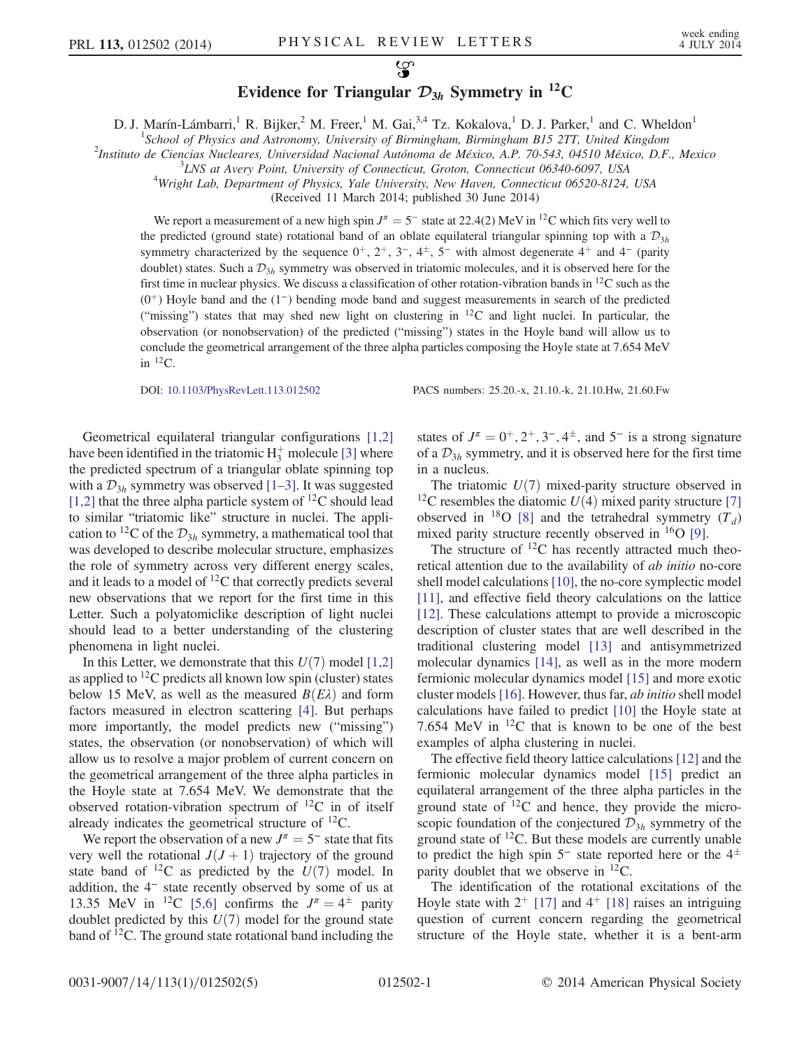# Evidence for Triangular $\mathcal{D}_{3h}$ Symmetry in $^{12}$C

D. J. Marín-Lámbarri,[1] R. Bijker,[2] M. Freer,[1] M. Gai,[3,4] Tz. Kokalova,[1] D. J. Parker,[1] and C. Wheldon[1]

[1] *School of Physics and Astronomy, University of Birmingham, Birmingham B15 2TT, United Kingdom*

[2] *Instituto de Ciencias Nucleares, Universidad Nacional Autónoma de México, A.P. 70-543, 04510 México, D.F., Mexico*

[3] *LNS at Avery Point, University of Connecticut, Groton, Connecticut 06340-6097, USA*

[4] *Wright Lab, Department of Physics, Yale University, New Haven, Connecticut 06520-8124, USA*

(Received 11 March 2014; published 30 June 2014)

We report a measurement of a new high spin $J^\pi = 5^-$ state at 22.4(2) MeV in $^{12}$C which fits very well to the predicted (ground state) rotational band of an oblate equilateral triangular spinning top with a $\mathcal{D}_{3h}$ symmetry characterized by the sequence $0^+$, $2^+$, $3^-$, $4^\pm$, $5^-$ with almost degenerate $4^+$ and $4^-$ (parity doublet) states. Such a $\mathcal{D}_{3h}$ symmetry was observed in triatomic molecules, and it is observed here for the first time in nuclear physics. We discuss a classification of other rotation-vibration bands in $^{12}$C such as the ($0^+$) Hoyle band and the ($1^-$) bending mode band and suggest measurements in search of the predicted ("missing") states that may shed new light on clustering in $^{12}$C and light nuclei. In particular, the observation (or nonobservation) of the predicted ("missing") states in the Hoyle band will allow us to conclude the geometrical arrangement of the three alpha particles composing the Hoyle state at 7.654 MeV in $^{12}$C.

DOI: 10.1103/PhysRevLett.113.012502 PACS numbers: 25.20.-x, 21.10.-k, 21.10.Hw, 21.60.Fw

Geometrical equilateral triangular configurations [1,2] have been identified in the triatomic $H_3^+$ molecule [3] where the predicted spectrum of a triangular oblate spinning top with a $\mathcal{D}_{3h}$ symmetry was observed [1–3]. It was suggested [1,2] that the three alpha particle system of $^{12}$C should lead to similar "triatomic like" structure in nuclei. The application to $^{12}$C of the $\mathcal{D}_{3h}$ symmetry, a mathematical tool that was developed to describe molecular structure, emphasizes the role of symmetry across very different energy scales, and it leads to a model of $^{12}$C that correctly predicts several new observations that we report for the first time in this Letter. Such a polyatomiclike description of light nuclei should lead to a better understanding of the clustering phenomena in light nuclei.

In this Letter, we demonstrate that this $U(7)$ model [1,2] as applied to $^{12}$C predicts all known low spin (cluster) states below 15 MeV, as well as the measured $B(E\lambda)$ and form factors measured in electron scattering [4]. But perhaps more importantly, the model predicts new ("missing") states, the observation (or nonobservation) of which will allow us to resolve a major problem of current concern on the geometrical arrangement of the three alpha particles in the Hoyle state at 7.654 MeV. We demonstrate that the observed rotation-vibration spectrum of $^{12}$C in of itself already indicates the geometrical structure of $^{12}$C.

We report the observation of a new $J^\pi = 5^-$ state that fits very well the rotational $J(J+1)$ trajectory of the ground state band of $^{12}$C as predicted by the $U(7)$ model. In addition, the $4^-$ state recently observed by some of us at 13.35 MeV in $^{12}$C [5,6] confirms the $J^\pi = 4^\pm$ parity doublet predicted by this $U(7)$ model for the ground state band of $^{12}$C. The ground state rotational band including the states of $J^\pi = 0^+, 2^+, 3^-, 4^\pm$, and $5^-$ is a strong signature of a $\mathcal{D}_{3h}$ symmetry, and it is observed here for the first time in a nucleus.

The triatomic $U(7)$ mixed-parity structure observed in $^{12}$C resembles the diatomic $U(4)$ mixed parity structure [7] observed in $^{18}$O [8] and the tetrahedral symmetry ($T_d$) mixed parity structure recently observed in $^{16}$O [9].

The structure of $^{12}$C has recently attracted much theoretical attention due to the availability of *ab initio* no-core shell model calculations [10], the no-core symplectic model [11], and effective field theory calculations on the lattice [12]. These calculations attempt to provide a microscopic description of cluster states that are well described in the traditional clustering model [13] and antisymmetrized molecular dynamics [14], as well as in the more modern fermionic molecular dynamics model [15] and more exotic cluster models [16]. However, thus far, *ab initio* shell model calculations have failed to predict [10] the Hoyle state at 7.654 MeV in $^{12}$C that is known to be one of the best examples of alpha clustering in nuclei.

The effective field theory lattice calculations [12] and the fermionic molecular dynamics model [15] predict an equilateral arrangement of the three alpha particles in the ground state of $^{12}$C and hence, they provide the microscopic foundation of the conjectured $\mathcal{D}_{3h}$ symmetry of the ground state of $^{12}$C. But these models are currently unable to predict the high spin $5^-$ state reported here or the $4^\pm$ parity doublet that we observe in $^{12}$C.

The identification of the rotational excitations of the Hoyle state with $2^+$ [17] and $4^+$ [18] raises an intriguing question of current concern regarding the geometrical structure of the Hoyle state, whether it is a bent-arm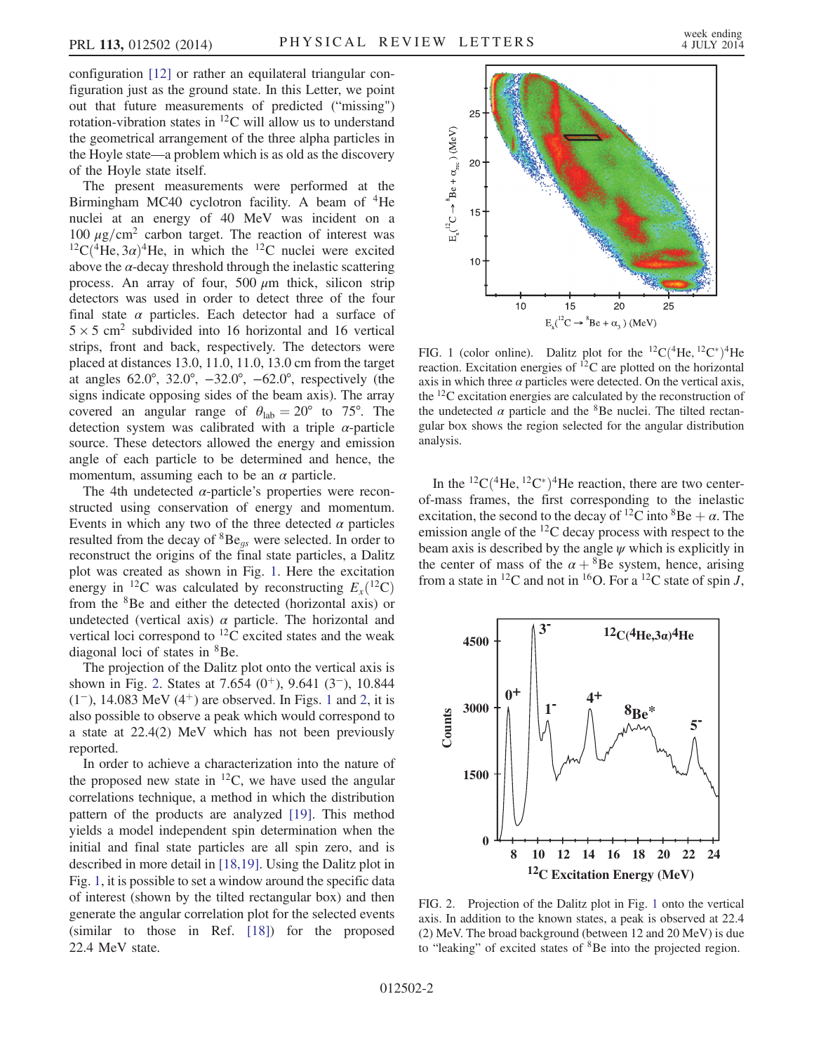configuration [12] or rather an equilateral triangular configuration just as the ground state. In this Letter, we point out that future measurements of predicted ("missing") rotation-vibration states in $^{12}$C will allow us to understand the geometrical arrangement of the three alpha particles in the Hoyle state—a problem which is as old as the discovery of the Hoyle state itself.

The present measurements were performed at the Birmingham MC40 cyclotron facility. A beam of $^{4}$He nuclei at an energy of 40 MeV was incident on a 100 $\mu$g/cm$^2$ carbon target. The reaction of interest was $^{12}$C($^{4}$He, 3$\alpha$)$^{4}$He, in which the $^{12}$C nuclei were excited above the $\alpha$-decay threshold through the inelastic scattering process. An array of four, 500 $\mu$m thick, silicon strip detectors was used in order to detect three of the four final state $\alpha$ particles. Each detector had a surface of $5 \times 5$ cm$^2$ subdivided into 16 horizontal and 16 vertical strips, front and back, respectively. The detectors were placed at distances 13.0, 11.0, 11.0, 13.0 cm from the target at angles 62.0°, 32.0°, −32.0°, −62.0°, respectively (the signs indicate opposing sides of the beam axis). The array covered an angular range of $\theta_{\mathrm{lab}} = 20°$ to 75°. The detection system was calibrated with a triple $\alpha$-particle source. These detectors allowed the energy and emission angle of each particle to be determined and hence, the momentum, assuming each to be an $\alpha$ particle.

The 4th undetected $\alpha$-particle's properties were reconstructed using conservation of energy and momentum. Events in which any two of the three detected $\alpha$ particles resulted from the decay of $^{8}$Be$_{gs}$ were selected. In order to reconstruct the origins of the final state particles, a Dalitz plot was created as shown in Fig. 1. Here the excitation energy in $^{12}$C was calculated by reconstructing $E_x$($^{12}$C) from the $^{8}$Be and either the detected (horizontal axis) or undetected (vertical axis) $\alpha$ particle. The horizontal and vertical loci correspond to $^{12}$C excited states and the weak diagonal loci of states in $^{8}$Be.

The projection of the Dalitz plot onto the vertical axis is shown in Fig. 2. States at 7.654 (0$^+$), 9.641 (3$^-$), 10.844 (1$^-$), 14.083 MeV (4$^+$) are observed. In Figs. 1 and 2, it is also possible to observe a peak which would correspond to a state at 22.4(2) MeV which has not been previously reported.

In order to achieve a characterization into the nature of the proposed new state in $^{12}$C, we have used the angular correlations technique, a method in which the distribution pattern of the products are analyzed [19]. This method yields a model independent spin determination when the initial and final state particles are all spin zero, and is described in more detail in [18,19]. Using the Dalitz plot in Fig. 1, it is possible to set a window around the specific data of interest (shown by the tilted rectangular box) and then generate the angular correlation plot for the selected events (similar to those in Ref. [18]) for the proposed 22.4 MeV state.

FIG. 1 (color online). Dalitz plot for the $^{12}$C($^{4}$He, $^{12}$C$^*$)$^{4}$He reaction. Excitation energies of $^{12}$C are plotted on the horizontal axis in which three $\alpha$ particles were detected. On the vertical axis, the $^{12}$C excitation energies are calculated by the reconstruction of the undetected $\alpha$ particle and the $^{8}$Be nuclei. The tilted rectangular box shows the region selected for the angular distribution analysis.

In the $^{12}$C($^{4}$He, $^{12}$C$^*$)$^{4}$He reaction, there are two center-of-mass frames, the first corresponding to the inelastic excitation, the second to the decay of $^{12}$C into $^{8}$Be + $\alpha$. The emission angle of the $^{12}$C decay process with respect to the beam axis is described by the angle $\psi$ which is explicitly in the center of mass of the $\alpha$ + $^{8}$Be system, hence, arising from a state in $^{12}$C and not in $^{16}$O. For a $^{12}$C state of spin $J$,

FIG. 2. Projection of the Dalitz plot in Fig. 1 onto the vertical axis. In addition to the known states, a peak is observed at 22.4 (2) MeV. The broad background (between 12 and 20 MeV) is due to "leaking" of excited states of $^{8}$Be into the projected region.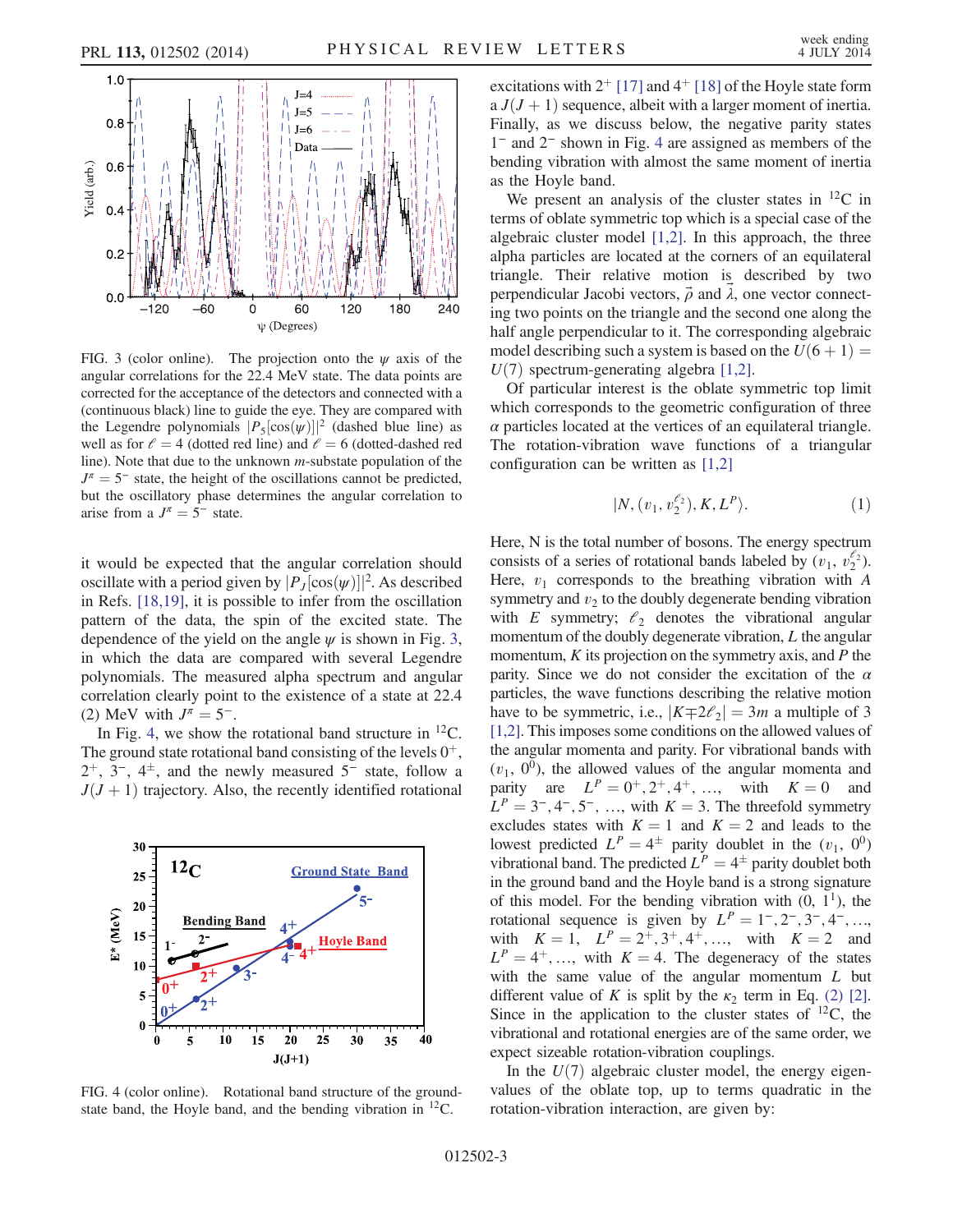FIG. 3 (color online). The projection onto the $\psi$ axis of the angular correlations for the 22.4 MeV state. The data points are corrected for the acceptance of the detectors and connected with a (continuous black) line to guide the eye. They are compared with the Legendre polynomials $|P_5[\cos(\psi)]|^2$ (dashed blue line) as well as for $\ell = 4$ (dotted red line) and $\ell = 6$ (dotted-dashed red line). Note that due to the unknown $m$-substate population of the $J^\pi = 5^-$ state, the height of the oscillations cannot be predicted, but the oscillatory phase determines the angular correlation to arise from a $J^\pi = 5^-$ state.

it would be expected that the angular correlation should oscillate with a period given by $|P_J[\cos(\psi)]|^2$. As described in Refs. [18,19], it is possible to infer from the oscillation pattern of the data, the spin of the excited state. The dependence of the yield on the angle $\psi$ is shown in Fig. 3, in which the data are compared with several Legendre polynomials. The measured alpha spectrum and angular correlation clearly point to the existence of a state at 22.4 (2) MeV with $J^\pi = 5^-$.

In Fig. 4, we show the rotational band structure in $^{12}$C. The ground state rotational band consisting of the levels $0^+$, $2^+$, $3^-$, $4^\pm$, and the newly measured $5^-$ state, follow a $J(J+1)$ trajectory. Also, the recently identified rotational excitations with $2^+$ [17] and $4^+$ [18] of the Hoyle state form a $J(J+1)$ sequence, albeit with a larger moment of inertia. Finally, as we discuss below, the negative parity states $1^-$ and $2^-$ shown in Fig. 4 are assigned as members of the bending vibration with almost the same moment of inertia as the Hoyle band.

FIG. 4 (color online). Rotational band structure of the ground-state band, the Hoyle band, and the bending vibration in $^{12}$C.

We present an analysis of the cluster states in $^{12}$C in terms of oblate symmetric top which is a special case of the algebraic cluster model [1,2]. In this approach, the three alpha particles are located at the corners of an equilateral triangle. Their relative motion is described by two perpendicular Jacobi vectors, $\vec{\rho}$ and $\vec{\lambda}$, one vector connecting two points on the triangle and the second one along the half angle perpendicular to it. The corresponding algebraic model describing such a system is based on the $U(6+1) = U(7)$ spectrum-generating algebra [1,2].

Of particular interest is the oblate symmetric top limit which corresponds to the geometric configuration of three $\alpha$ particles located at the vertices of an equilateral triangle. The rotation-vibration wave functions of a triangular configuration can be written as [1,2]

$$|N, (v_1, v_2^{\ell_2}), K, L^P\rangle. \tag{1}$$

Here, N is the total number of bosons. The energy spectrum consists of a series of rotational bands labeled by $(v_1, v_2^{\ell_2})$. Here, $v_1$ corresponds to the breathing vibration with $A$ symmetry and $v_2$ to the doubly degenerate bending vibration with $E$ symmetry; $\ell_2$ denotes the vibrational angular momentum of the doubly degenerate vibration, $L$ the angular momentum, $K$ its projection on the symmetry axis, and $P$ the parity. Since we do not consider the excitation of the $\alpha$ particles, the wave functions describing the relative motion have to be symmetric, i.e., $|K \mp 2\ell_2| = 3m$ a multiple of 3 [1,2]. This imposes some conditions on the allowed values of the angular momenta and parity. For vibrational bands with $(v_1, 0^0)$, the allowed values of the angular momenta and parity are $L^P = 0^+, 2^+, 4^+, \ldots$, with $K = 0$ and $L^P = 3^-, 4^-, 5^-, \ldots$, with $K = 3$. The threefold symmetry excludes states with $K = 1$ and $K = 2$ and leads to the lowest predicted $L^P = 4^\pm$ parity doublet in the $(v_1, 0^0)$ vibrational band. The predicted $L^P = 4^\pm$ parity doublet both in the ground band and the Hoyle band is a strong signature of this model. For the bending vibration with $(0, 1^1)$, the rotational sequence is given by $L^P = 1^-, 2^-, 3^-, 4^-, \ldots$, with $K = 1$, $L^P = 2^+, 3^+, 4^+, \ldots$, with $K = 2$ and $L^P = 4^+, \ldots$, with $K = 4$. The degeneracy of the states with the same value of the angular momentum $L$ but different value of $K$ is split by the $\kappa_2$ term in Eq. (2) [2]. Since in the application to the cluster states of $^{12}$C, the vibrational and rotational energies are of the same order, we expect sizeable rotation-vibration couplings.

In the $U(7)$ algebraic cluster model, the energy eigenvalues of the oblate top, up to terms quadratic in the rotation-vibration interaction, are given by: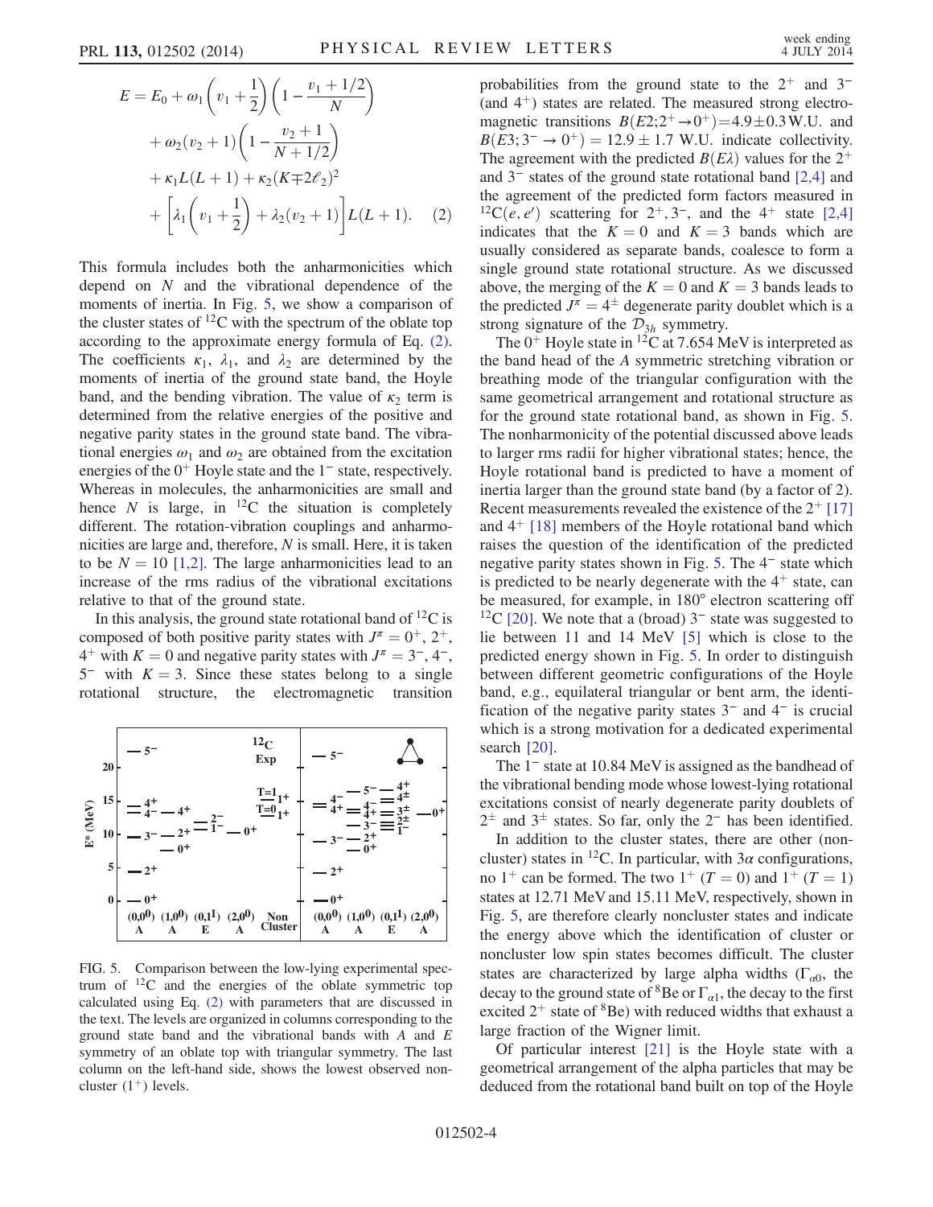$$E = E_0 + \omega_1\left(v_1 + \frac{1}{2}\right)\left(1 - \frac{v_1 + 1/2}{N}\right) + \omega_2(v_2 + 1)\left(1 - \frac{v_2 + 1}{N + 1/2}\right) + \kappa_1 L(L+1) + \kappa_2(K \mp 2\ell_2)^2 + \left[\lambda_1\left(v_1 + \frac{1}{2}\right) + \lambda_2(v_2 + 1)\right]L(L+1). \quad (2)$$

This formula includes both the anharmonicities which depend on $N$ and the vibrational dependence of the moments of inertia. In Fig. 5, we show a comparison of the cluster states of $^{12}$C with the spectrum of the oblate top according to the approximate energy formula of Eq. (2). The coefficients $\kappa_1$, $\lambda_1$, and $\lambda_2$ are determined by the moments of inertia of the ground state band, the Hoyle band, and the bending vibration. The value of $\kappa_2$ term is determined from the relative energies of the positive and negative parity states in the ground state band. The vibrational energies $\omega_1$ and $\omega_2$ are obtained from the excitation energies of the $0^+$ Hoyle state and the $1^-$ state, respectively. Whereas in molecules, the anharmonicities are small and hence $N$ is large, in $^{12}$C the situation is completely different. The rotation-vibration couplings and anharmonicities are large and, therefore, $N$ is small. Here, it is taken to be $N = 10$ [1,2]. The large anharmonicities lead to an increase of the rms radius of the vibrational excitations relative to that of the ground state.

In this analysis, the ground state rotational band of $^{12}$C is composed of both positive parity states with $J^\pi = 0^+, 2^+, 4^+$ with $K = 0$ and negative parity states with $J^\pi = 3^-, 4^-, 5^-$ with $K = 3$. Since these states belong to a single rotational structure, the electromagnetic transition probabilities from the ground state to the $2^+$ and $3^-$ (and $4^+$) states are related. The measured strong electromagnetic transitions $B(E2; 2^+ \rightarrow 0^+) = 4.9 \pm 0.3$ W.U. and $B(E3; 3^- \rightarrow 0^+) = 12.9 \pm 1.7$ W.U. indicate collectivity. The agreement with the predicted $B(E\lambda)$ values for the $2^+$ and $3^-$ states of the ground state rotational band [2,4] and the agreement of the predicted form factors measured in $^{12}$C$(e, e')$ scattering for $2^+, 3^-$, and the $4^+$ state [2,4] indicates that the $K = 0$ and $K = 3$ bands which are usually considered as separate bands, coalesce to form a single ground state rotational structure. As we discussed above, the merging of the $K = 0$ and $K = 3$ bands leads to the predicted $J^\pi = 4^\pm$ degenerate parity doublet which is a strong signature of the $\mathcal{D}_{3h}$ symmetry.

FIG. 5. Comparison between the low-lying experimental spectrum of $^{12}$C and the energies of the oblate symmetric top calculated using Eq. (2) with parameters that are discussed in the text. The levels are organized in columns corresponding to the ground state band and the vibrational bands with $A$ and $E$ symmetry of an oblate top with triangular symmetry. The last column on the left-hand side, shows the lowest observed noncluster $(1^+)$ levels.

The $0^+$ Hoyle state in $^{12}$C at 7.654 MeV is interpreted as the band head of the $A$ symmetric stretching vibration or breathing mode of the triangular configuration with the same geometrical arrangement and rotational structure as for the ground state rotational band, as shown in Fig. 5. The nonharmonicity of the potential discussed above leads to larger rms radii for higher vibrational states; hence, the Hoyle rotational band is predicted to have a moment of inertia larger than the ground state band (by a factor of 2). Recent measurements revealed the existence of the $2^+$ [17] and $4^+$ [18] members of the Hoyle rotational band which raises the question of the identification of the predicted negative parity states shown in Fig. 5. The $4^-$ state which is predicted to be nearly degenerate with the $4^+$ state, can be measured, for example, in 180° electron scattering off $^{12}$C [20]. We note that a (broad) $3^-$ state was suggested to lie between 11 and 14 MeV [5] which is close to the predicted energy shown in Fig. 5. In order to distinguish between different geometric configurations of the Hoyle band, e.g., equilateral triangular or bent arm, the identification of the negative parity states $3^-$ and $4^-$ is crucial which is a strong motivation for a dedicated experimental search [20].

The $1^-$ state at 10.84 MeV is assigned as the bandhead of the vibrational bending mode whose lowest-lying rotational excitations consist of nearly degenerate parity doublets of $2^\pm$ and $3^\pm$ states. So far, only the $2^-$ has been identified.

In addition to the cluster states, there are other (noncluster) states in $^{12}$C. In particular, with $3\alpha$ configurations, no $1^+$ can be formed. The two $1^+$ $(T = 0)$ and $1^+$ $(T = 1)$ states at 12.71 MeV and 15.11 MeV, respectively, shown in Fig. 5, are therefore clearly noncluster states and indicate the energy above which the identification of cluster or noncluster low spin states becomes difficult. The cluster states are characterized by large alpha widths ($\Gamma_{\alpha 0}$, the decay to the ground state of $^8$Be or $\Gamma_{\alpha 1}$, the decay to the first excited $2^+$ state of $^8$Be) with reduced widths that exhaust a large fraction of the Wigner limit.

Of particular interest [21] is the Hoyle state with a geometrical arrangement of the alpha particles that may be deduced from the rotational band built on top of the Hoyle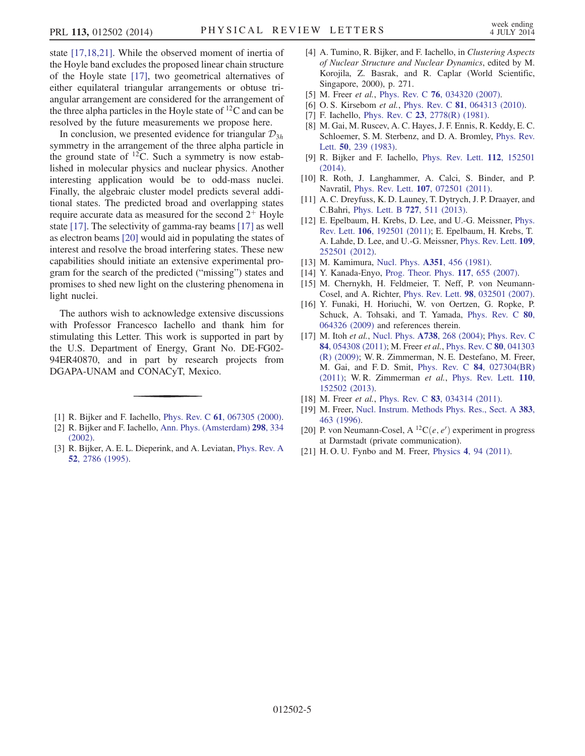state [17,18,21]. While the observed moment of inertia of the Hoyle band excludes the proposed linear chain structure of the Hoyle state [17], two geometrical alternatives of either equilateral triangular arrangements or obtuse triangular arrangement are considered for the arrangement of the three alpha particles in the Hoyle state of $^{12}C$ and can be resolved by the future measurements we propose here.

In conclusion, we presented evidence for triangular $\mathcal{D}_{3h}$ symmetry in the arrangement of the three alpha particle in the ground state of $^{12}C$. Such a symmetry is now established in molecular physics and nuclear physics. Another interesting application would be to odd-mass nuclei. Finally, the algebraic cluster model predicts several additional states. The predicted broad and overlapping states require accurate data as measured for the second $2^+$ Hoyle state [17]. The selectivity of gamma-ray beams [17] as well as electron beams [20] would aid in populating the states of interest and resolve the broad interfering states. These new capabilities should initiate an extensive experimental program for the search of the predicted ("missing") states and promises to shed new light on the clustering phenomena in light nuclei.

The authors wish to acknowledge extensive discussions with Professor Francesco Iachello and thank him for stimulating this Letter. This work is supported in part by the U.S. Department of Energy, Grant No. DE-FG02-94ER40870, and in part by research projects from DGAPA-UNAM and CONACyT, Mexico.

---

[1] R. Bijker and F. Iachello, Phys. Rev. C **61**, 067305 (2000).

[2] R. Bijker and F. Iachello, Ann. Phys. (Amsterdam) **298**, 334 (2002).

[3] R. Bijker, A. E. L. Dieperink, and A. Leviatan, Phys. Rev. A **52**, 2786 (1995).

[4] A. Tumino, R. Bijker, and F. Iachello, in *Clustering Aspects of Nuclear Structure and Nuclear Dynamics*, edited by M. Korojila, Z. Basrak, and R. Caplar (World Scientific, Singapore, 2000), p. 271.

[5] M. Freer *et al.*, Phys. Rev. C **76**, 034320 (2007).

[6] O. S. Kirsebom *et al.*, Phys. Rev. C **81**, 064313 (2010).

[7] F. Iachello, Phys. Rev. C **23**, 2778(R) (1981).

[8] M. Gai, M. Ruscev, A. C. Hayes, J. F. Ennis, R. Keddy, E. C. Schloemer, S. M. Sterbenz, and D. A. Bromley, Phys. Rev. Lett. **50**, 239 (1983).

[9] R. Bijker and F. Iachello, Phys. Rev. Lett. **112**, 152501 (2014).

[10] R. Roth, J. Langhammer, A. Calci, S. Binder, and P. Navratil, Phys. Rev. Lett. **107**, 072501 (2011).

[11] A. C. Dreyfuss, K. D. Launey, T. Dytrych, J. P. Draayer, and C.Bahri, Phys. Lett. B **727**, 511 (2013).

[12] E. Epelbaum, H. Krebs, D. Lee, and U.-G. Meissner, Phys. Rev. Lett. **106**, 192501 (2011); E. Epelbaum, H. Krebs, T. A. Lahde, D. Lee, and U.-G. Meissner, Phys. Rev. Lett. **109**, 252501 (2012).

[13] M. Kamimura, Nucl. Phys. **A351**, 456 (1981).

[14] Y. Kanada-Enyo, Prog. Theor. Phys. **117**, 655 (2007).

[15] M. Chernykh, H. Feldmeier, T. Neff, P. von Neumann-Cosel, and A. Richter, Phys. Rev. Lett. **98**, 032501 (2007).

[16] Y. Funaki, H. Horiuchi, W. von Oertzen, G. Ropke, P. Schuck, A. Tohsaki, and T. Yamada, Phys. Rev. C **80**, 064326 (2009) and references therein.

[17] M. Itoh *et al.*, Nucl. Phys. **A738**, 268 (2004); Phys. Rev. C **84**, 054308 (2011); M. Freer *et al.*, Phys. Rev. C **80**, 041303 (R) (2009); W. R. Zimmerman, N. E. Destefano, M. Freer, M. Gai, and F. D. Smit, Phys. Rev. C **84**, 027304(BR) (2011); W. R. Zimmerman *et al.*, Phys. Rev. Lett. **110**, 152502 (2013).

[18] M. Freer *et al.*, Phys. Rev. C **83**, 034314 (2011).

[19] M. Freer, Nucl. Instrum. Methods Phys. Res., Sect. A **383**, 463 (1996).

[20] P. von Neumann-Cosel, A $^{12}C(e, e')$ experiment in progress at Darmstadt (private communication).

[21] H. O. U. Fynbo and M. Freer, Physics **4**, 94 (2011).